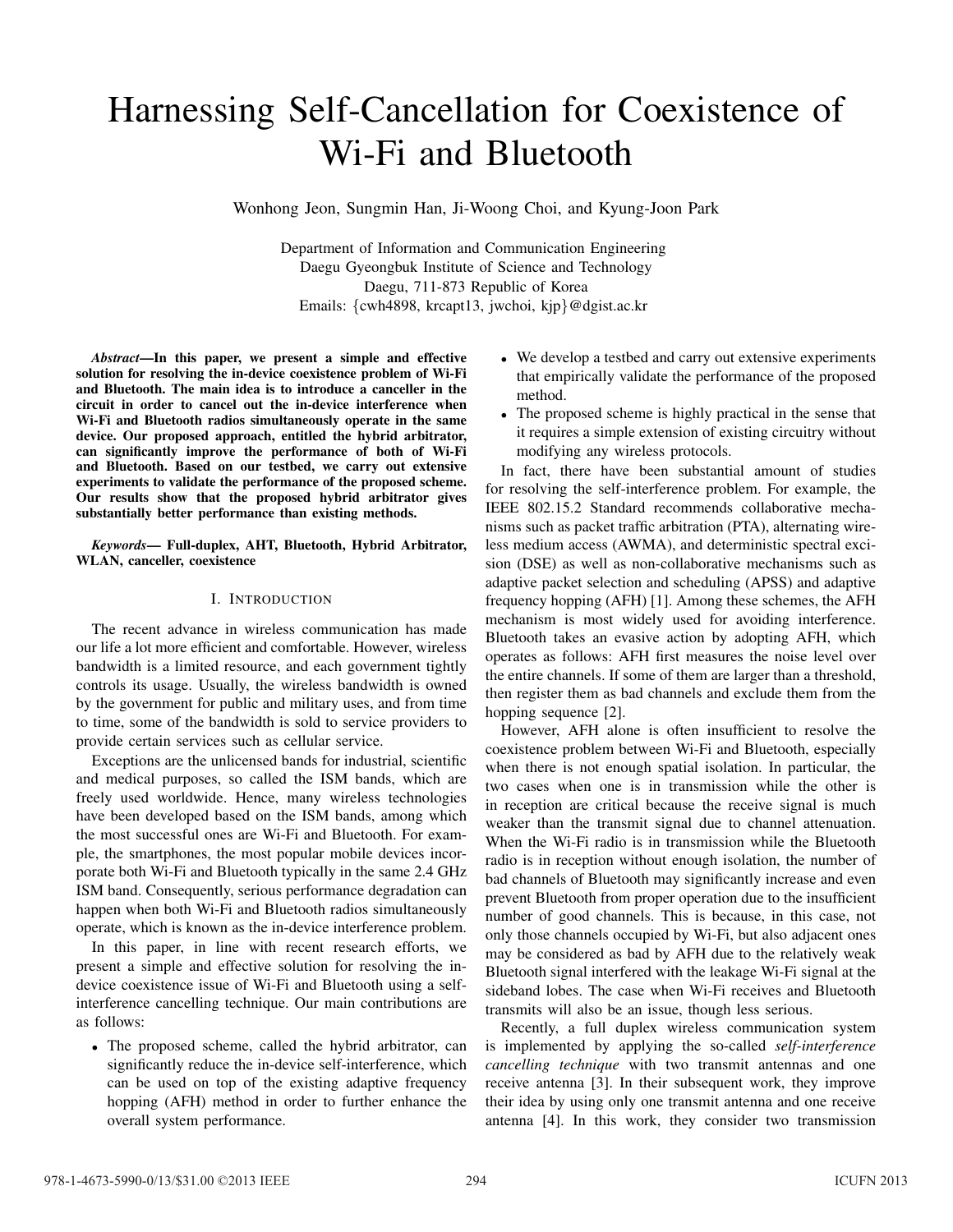# Harnessing Self-Cancellation for Coexistence of Wi-Fi and Bluetooth

Wonhong Jeon, Sungmin Han, Ji-Woong Choi, and Kyung-Joon Park

Department of Information and Communication Engineering
Daegu Gyeongbuk Institute of Science and Technology
Daegu, 711-873 Republic of Korea
Emails: {cwh4898, krcapt13, jwchoi, kjp}@dgist.ac.kr

***Abstract*—In this paper, we present a simple and effective solution for resolving the in-device coexistence problem of Wi-Fi and Bluetooth. The main idea is to introduce a canceller in the circuit in order to cancel out the in-device interference when Wi-Fi and Bluetooth radios simultaneously operate in the same device. Our proposed approach, entitled the hybrid arbitrator, can significantly improve the performance of both of Wi-Fi and Bluetooth. Based on our testbed, we carry out extensive experiments to validate the performance of the proposed scheme. Our results show that the proposed hybrid arbitrator gives substantially better performance than existing methods.**

***Keywords*— Full-duplex, AHT, Bluetooth, Hybrid Arbitrator, WLAN, canceller, coexistence**

## I. Introduction

The recent advance in wireless communication has made our life a lot more efficient and comfortable. However, wireless bandwidth is a limited resource, and each government tightly controls its usage. Usually, the wireless bandwidth is owned by the government for public and military uses, and from time to time, some of the bandwidth is sold to service providers to provide certain services such as cellular service.

Exceptions are the unlicensed bands for industrial, scientific and medical purposes, so called the ISM bands, which are freely used worldwide. Hence, many wireless technologies have been developed based on the ISM bands, among which the most successful ones are Wi-Fi and Bluetooth. For example, the smartphones, the most popular mobile devices incorporate both Wi-Fi and Bluetooth typically in the same 2.4 GHz ISM band. Consequently, serious performance degradation can happen when both Wi-Fi and Bluetooth radios simultaneously operate, which is known as the in-device interference problem.

In this paper, in line with recent research efforts, we present a simple and effective solution for resolving the in-device coexistence issue of Wi-Fi and Bluetooth using a self-interference cancelling technique. Our main contributions are as follows:

- The proposed scheme, called the hybrid arbitrator, can significantly reduce the in-device self-interference, which can be used on top of the existing adaptive frequency hopping (AFH) method in order to further enhance the overall system performance.
- We develop a testbed and carry out extensive experiments that empirically validate the performance of the proposed method.
- The proposed scheme is highly practical in the sense that it requires a simple extension of existing circuitry without modifying any wireless protocols.

In fact, there have been substantial amount of studies for resolving the self-interference problem. For example, the IEEE 802.15.2 Standard recommends collaborative mechanisms such as packet traffic arbitration (PTA), alternating wireless medium access (AWMA), and deterministic spectral excision (DSE) as well as non-collaborative mechanisms such as adaptive packet selection and scheduling (APSS) and adaptive frequency hopping (AFH) [1]. Among these schemes, the AFH mechanism is most widely used for avoiding interference. Bluetooth takes an evasive action by adopting AFH, which operates as follows: AFH first measures the noise level over the entire channels. If some of them are larger than a threshold, then register them as bad channels and exclude them from the hopping sequence [2].

However, AFH alone is often insufficient to resolve the coexistence problem between Wi-Fi and Bluetooth, especially when there is not enough spatial isolation. In particular, the two cases when one is in transmission while the other is in reception are critical because the receive signal is much weaker than the transmit signal due to channel attenuation. When the Wi-Fi radio is in transmission while the Bluetooth radio is in reception without enough isolation, the number of bad channels of Bluetooth may significantly increase and even prevent Bluetooth from proper operation due to the insufficient number of good channels. This is because, in this case, not only those channels occupied by Wi-Fi, but also adjacent ones may be considered as bad by AFH due to the relatively weak Bluetooth signal interfered with the leakage Wi-Fi signal at the sideband lobes. The case when Wi-Fi receives and Bluetooth transmits will also be an issue, though less serious.

Recently, a full duplex wireless communication system is implemented by applying the so-called *self-interference cancelling technique* with two transmit antennas and one receive antenna [3]. In their subsequent work, they improve their idea by using only one transmit antenna and one receive antenna [4]. In this work, they consider two transmission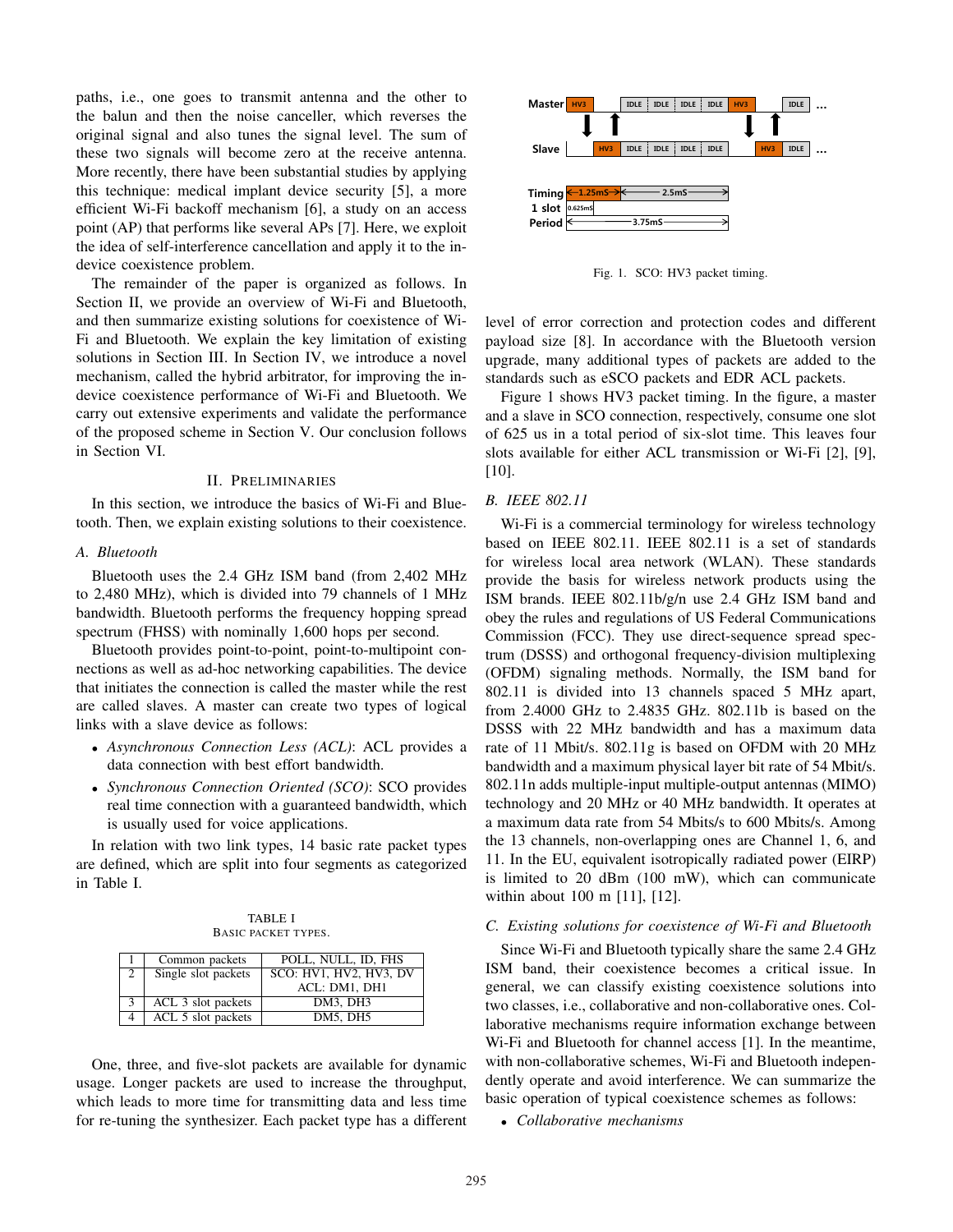paths, i.e., one goes to transmit antenna and the other to the balun and then the noise canceller, which reverses the original signal and also tunes the signal level. The sum of these two signals will become zero at the receive antenna. More recently, there have been substantial studies by applying this technique: medical implant device security [5], a more efficient Wi-Fi backoff mechanism [6], a study on an access point (AP) that performs like several APs [7]. Here, we exploit the idea of self-interference cancellation and apply it to the in-device coexistence problem.

The remainder of the paper is organized as follows. In Section II, we provide an overview of Wi-Fi and Bluetooth, and then summarize existing solutions for coexistence of Wi-Fi and Bluetooth. We explain the key limitation of existing solutions in Section III. In Section IV, we introduce a novel mechanism, called the hybrid arbitrator, for improving the in-device coexistence performance of Wi-Fi and Bluetooth. We carry out extensive experiments and validate the performance of the proposed scheme in Section V. Our conclusion follows in Section VI.

## II. Preliminaries

In this section, we introduce the basics of Wi-Fi and Bluetooth. Then, we explain existing solutions to their coexistence.

### A. Bluetooth

Bluetooth uses the 2.4 GHz ISM band (from 2,402 MHz to 2,480 MHz), which is divided into 79 channels of 1 MHz bandwidth. Bluetooth performs the frequency hopping spread spectrum (FHSS) with nominally 1,600 hops per second.

Bluetooth provides point-to-point, point-to-multipoint connections as well as ad-hoc networking capabilities. The device that initiates the connection is called the master while the rest are called slaves. A master can create two types of logical links with a slave device as follows:

- *Asynchronous Connection Less (ACL)*: ACL provides a data connection with best effort bandwidth.
- *Synchronous Connection Oriented (SCO)*: SCO provides real time connection with a guaranteed bandwidth, which is usually used for voice applications.

In relation with two link types, 14 basic rate packet types are defined, which are split into four segments as categorized in Table I.

TABLE I
Basic packet types.

| | | |
|---|---|---|
| 1 | Common packets | POLL, NULL, ID, FHS |
| 2 | Single slot packets | SCO: HV1, HV2, HV3, DV<br>ACL: DM1, DH1 |
| 3 | ACL 3 slot packets | DM3, DH3 |
| 4 | ACL 5 slot packets | DM5, DH5 |

One, three, and five-slot packets are available for dynamic usage. Longer packets are used to increase the throughput, which leads to more time for transmitting data and less time for re-tuning the synthesizer. Each packet type has a different level of error correction and protection codes and different payload size [8]. In accordance with the Bluetooth version upgrade, many additional types of packets are added to the standards such as eSCO packets and EDR ACL packets.

Fig. 1. SCO: HV3 packet timing.

Figure 1 shows HV3 packet timing. In the figure, a master and a slave in SCO connection, respectively, consume one slot of 625 us in a total period of six-slot time. This leaves four slots available for either ACL transmission or Wi-Fi [2], [9], [10].

### B. IEEE 802.11

Wi-Fi is a commercial terminology for wireless technology based on IEEE 802.11. IEEE 802.11 is a set of standards for wireless local area network (WLAN). These standards provide the basis for wireless network products using the ISM brands. IEEE 802.11b/g/n use 2.4 GHz ISM band and obey the rules and regulations of US Federal Communications Commission (FCC). They use direct-sequence spread spectrum (DSSS) and orthogonal frequency-division multiplexing (OFDM) signaling methods. Normally, the ISM band for 802.11 is divided into 13 channels spaced 5 MHz apart, from 2.4000 GHz to 2.4835 GHz. 802.11b is based on the DSSS with 22 MHz bandwidth and has a maximum data rate of 11 Mbit/s. 802.11g is based on OFDM with 20 MHz bandwidth and a maximum physical layer bit rate of 54 Mbit/s. 802.11n adds multiple-input multiple-output antennas (MIMO) technology and 20 MHz or 40 MHz bandwidth. It operates at a maximum data rate from 54 Mbits/s to 600 Mbits/s. Among the 13 channels, non-overlapping ones are Channel 1, 6, and 11. In the EU, equivalent isotropically radiated power (EIRP) is limited to 20 dBm (100 mW), which can communicate within about 100 m [11], [12].

### C. Existing solutions for coexistence of Wi-Fi and Bluetooth

Since Wi-Fi and Bluetooth typically share the same 2.4 GHz ISM band, their coexistence becomes a critical issue. In general, we can classify existing coexistence solutions into two classes, i.e., collaborative and non-collaborative ones. Collaborative mechanisms require information exchange between Wi-Fi and Bluetooth for channel access [1]. In the meantime, with non-collaborative schemes, Wi-Fi and Bluetooth independently operate and avoid interference. We can summarize the basic operation of typical coexistence schemes as follows:

- *Collaborative mechanisms*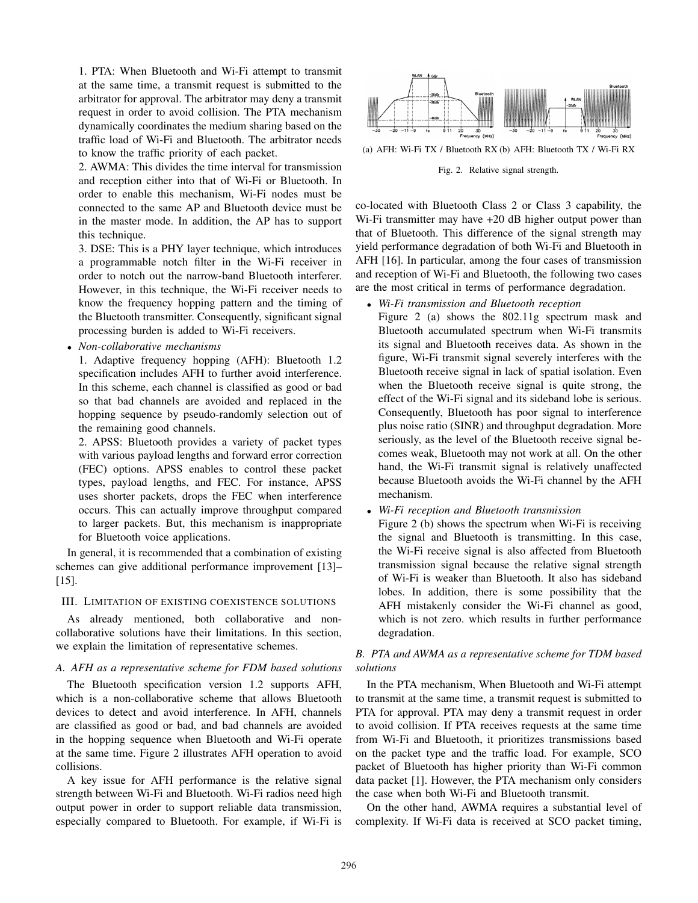1. PTA: When Bluetooth and Wi-Fi attempt to transmit at the same time, a transmit request is submitted to the arbitrator for approval. The arbitrator may deny a transmit request in order to avoid collision. The PTA mechanism dynamically coordinates the medium sharing based on the traffic load of Wi-Fi and Bluetooth. The arbitrator needs to know the traffic priority of each packet.

2. AWMA: This divides the time interval for transmission and reception either into that of Wi-Fi or Bluetooth. In order to enable this mechanism, Wi-Fi nodes must be connected to the same AP and Bluetooth device must be in the master mode. In addition, the AP has to support this technique.

3. DSE: This is a PHY layer technique, which introduces a programmable notch filter in the Wi-Fi receiver in order to notch out the narrow-band Bluetooth interferer. However, in this technique, the Wi-Fi receiver needs to know the frequency hopping pattern and the timing of the Bluetooth transmitter. Consequently, significant signal processing burden is added to Wi-Fi receivers.

- *Non-collaborative mechanisms*

  1. Adaptive frequency hopping (AFH): Bluetooth 1.2 specification includes AFH to further avoid interference. In this scheme, each channel is classified as good or bad so that bad channels are avoided and replaced in the hopping sequence by pseudo-randomly selection out of the remaining good channels.

  2. APSS: Bluetooth provides a variety of packet types with various payload lengths and forward error correction (FEC) options. APSS enables to control these packet types, payload lengths, and FEC. For instance, APSS uses shorter packets, drops the FEC when interference occurs. This can actually improve throughput compared to larger packets. But, this mechanism is inappropriate for Bluetooth voice applications.

In general, it is recommended that a combination of existing schemes can give additional performance improvement [13]–[15].

## III. Limitation of Existing Coexistence Solutions

As already mentioned, both collaborative and non-collaborative solutions have their limitations. In this section, we explain the limitation of representative schemes.

### A. AFH as a representative scheme for FDM based solutions

The Bluetooth specification version 1.2 supports AFH, which is a non-collaborative scheme that allows Bluetooth devices to detect and avoid interference. In AFH, channels are classified as good or bad, and bad channels are avoided in the hopping sequence when Bluetooth and Wi-Fi operate at the same time. Figure 2 illustrates AFH operation to avoid collisions.

A key issue for AFH performance is the relative signal strength between Wi-Fi and Bluetooth. Wi-Fi radios need high output power in order to support reliable data transmission, especially compared to Bluetooth. For example, if Wi-Fi is co-located with Bluetooth Class 2 or Class 3 capability, the Wi-Fi transmitter may have +20 dB higher output power than that of Bluetooth. This difference of the signal strength may yield performance degradation of both Wi-Fi and Bluetooth in AFH [16]. In particular, among the four cases of transmission and reception of Wi-Fi and Bluetooth, the following two cases are the most critical in terms of performance degradation.

(a) AFH: Wi-Fi TX / Bluetooth RX (b) AFH: Bluetooth TX / Wi-Fi RX

Fig. 2. Relative signal strength.

- *Wi-Fi transmission and Bluetooth reception*

  Figure 2 (a) shows the 802.11g spectrum mask and Bluetooth accumulated spectrum when Wi-Fi transmits its signal and Bluetooth receives data. As shown in the figure, Wi-Fi transmit signal severely interferes with the Bluetooth receive signal in lack of spatial isolation. Even when the Bluetooth receive signal is quite strong, the effect of the Wi-Fi signal and its sideband lobe is serious. Consequently, Bluetooth has poor signal to interference plus noise ratio (SINR) and throughput degradation. More seriously, as the level of the Bluetooth receive signal becomes weak, Bluetooth may not work at all. On the other hand, the Wi-Fi transmit signal is relatively unaffected because Bluetooth avoids the Wi-Fi channel by the AFH mechanism.

- *Wi-Fi reception and Bluetooth transmission*

  Figure 2 (b) shows the spectrum when Wi-Fi is receiving the signal and Bluetooth is transmitting. In this case, the Wi-Fi receive signal is also affected from Bluetooth transmission signal because the relative signal strength of Wi-Fi is weaker than Bluetooth. It also has sideband lobes. In addition, there is some possibility that the AFH mistakenly consider the Wi-Fi channel as good, which is not zero. which results in further performance degradation.

### B. PTA and AWMA as a representative scheme for TDM based solutions

In the PTA mechanism, When Bluetooth and Wi-Fi attempt to transmit at the same time, a transmit request is submitted to PTA for approval. PTA may deny a transmit request in order to avoid collision. If PTA receives requests at the same time from Wi-Fi and Bluetooth, it prioritizes transmissions based on the packet type and the traffic load. For example, SCO packet of Bluetooth has higher priority than Wi-Fi common data packet [1]. However, the PTA mechanism only considers the case when both Wi-Fi and Bluetooth transmit.

On the other hand, AWMA requires a substantial level of complexity. If Wi-Fi data is received at SCO packet timing,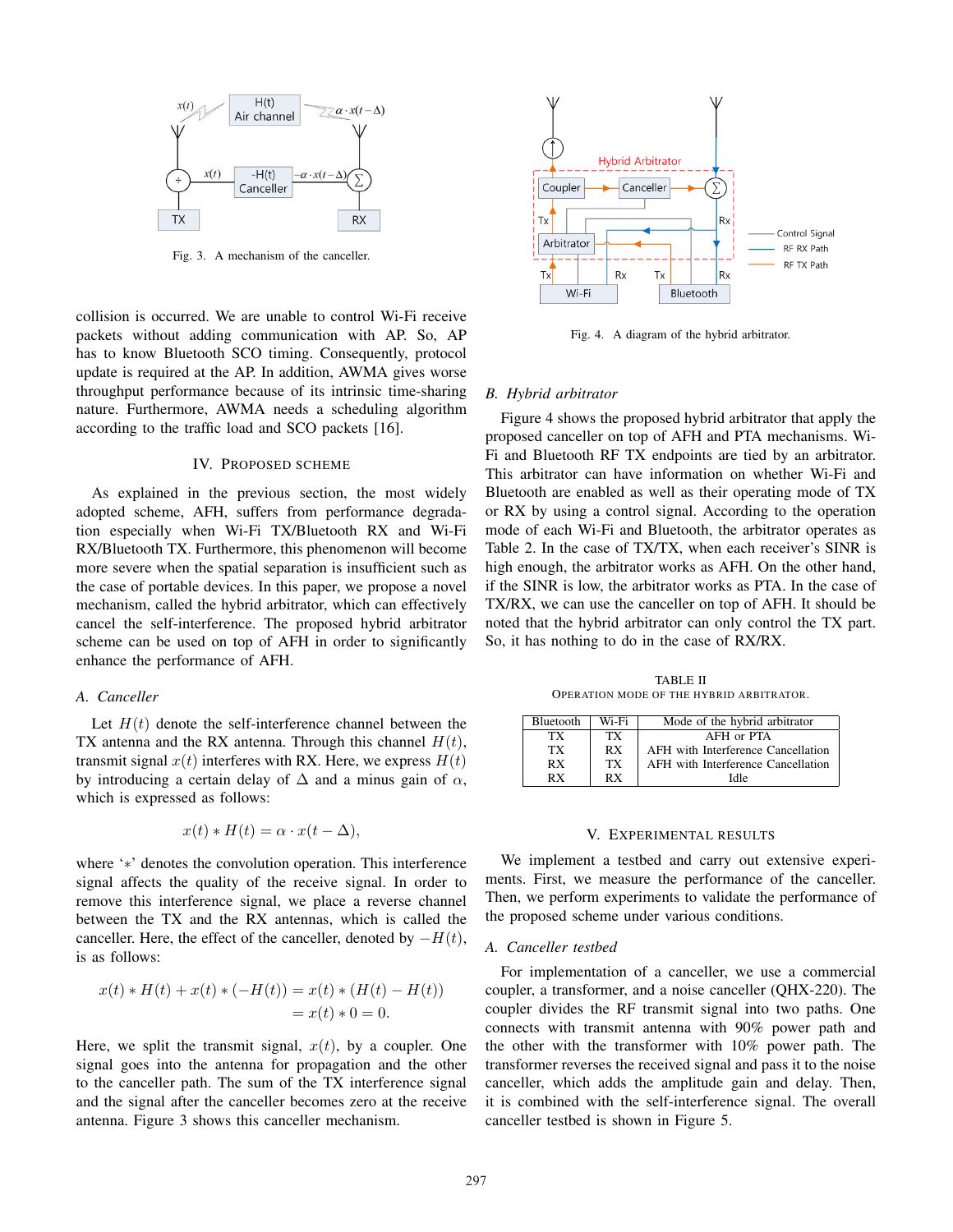Fig. 3. A mechanism of the canceller.

collision is occurred. We are unable to control Wi-Fi receive packets without adding communication with AP. So, AP has to know Bluetooth SCO timing. Consequently, protocol update is required at the AP. In addition, AWMA gives worse throughput performance because of its intrinsic time-sharing nature. Furthermore, AWMA needs a scheduling algorithm according to the traffic load and SCO packets [16].

## IV. Proposed Scheme

As explained in the previous section, the most widely adopted scheme, AFH, suffers from performance degradation especially when Wi-Fi TX/Bluetooth RX and Wi-Fi RX/Bluetooth TX. Furthermore, this phenomenon will become more severe when the spatial separation is insufficient such as the case of portable devices. In this paper, we propose a novel mechanism, called the hybrid arbitrator, which can effectively cancel the self-interference. The proposed hybrid arbitrator scheme can be used on top of AFH in order to significantly enhance the performance of AFH.

### *A. Canceller*

Let $H(t)$ denote the self-interference channel between the TX antenna and the RX antenna. Through this channel $H(t)$, transmit signal $x(t)$ interferes with RX. Here, we express $H(t)$ by introducing a certain delay of $\Delta$ and a minus gain of $\alpha$, which is expressed as follows:

$$x(t) * H(t) = \alpha \cdot x(t - \Delta),$$

where '$*$' denotes the convolution operation. This interference signal affects the quality of the receive signal. In order to remove this interference signal, we place a reverse channel between the TX and the RX antennas, which is called the canceller. Here, the effect of the canceller, denoted by $-H(t)$, is as follows:

$$\begin{aligned} x(t) * H(t) + x(t) * (-H(t)) &= x(t) * (H(t) - H(t)) \\ &= x(t) * 0 = 0. \end{aligned}$$

Here, we split the transmit signal, $x(t)$, by a coupler. One signal goes into the antenna for propagation and the other to the canceller path. The sum of the TX interference signal and the signal after the canceller becomes zero at the receive antenna. Figure 3 shows this canceller mechanism.

Fig. 4. A diagram of the hybrid arbitrator.

### *B. Hybrid arbitrator*

Figure 4 shows the proposed hybrid arbitrator that apply the proposed canceller on top of AFH and PTA mechanisms. Wi-Fi and Bluetooth RF TX endpoints are tied by an arbitrator. This arbitrator can have information on whether Wi-Fi and Bluetooth are enabled as well as their operating mode of TX or RX by using a control signal. According to the operation mode of each Wi-Fi and Bluetooth, the arbitrator operates as Table 2. In the case of TX/TX, when each receiver's SINR is high enough, the arbitrator works as AFH. On the other hand, if the SINR is low, the arbitrator works as PTA. In the case of TX/RX, we can use the canceller on top of AFH. It should be noted that the hybrid arbitrator can only control the TX part. So, it has nothing to do in the case of RX/RX.

TABLE II
Operation mode of the hybrid arbitrator.

| Bluetooth | Wi-Fi | Mode of the hybrid arbitrator |
|---|---|---|
| TX | TX | AFH or PTA |
| TX | RX | AFH with Interference Cancellation |
| RX | TX | AFH with Interference Cancellation |
| RX | RX | Idle |

## V. Experimental Results

We implement a testbed and carry out extensive experiments. First, we measure the performance of the canceller. Then, we perform experiments to validate the performance of the proposed scheme under various conditions.

### *A. Canceller testbed*

For implementation of a canceller, we use a commercial coupler, a transformer, and a noise canceller (QHX-220). The coupler divides the RF transmit signal into two paths. One connects with transmit antenna with 90% power path and the other with the transformer with 10% power path. The transformer reverses the received signal and pass it to the noise canceller, which adds the amplitude gain and delay. Then, it is combined with the self-interference signal. The overall canceller testbed is shown in Figure 5.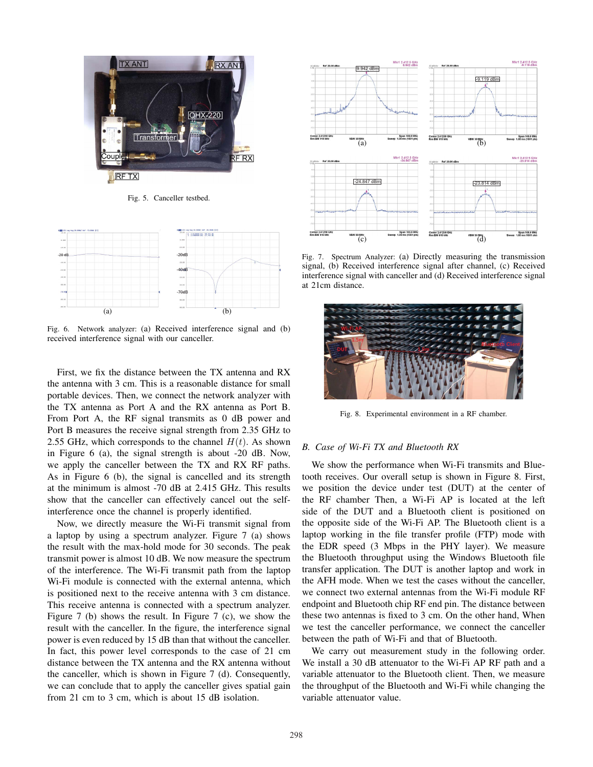Fig. 5. Canceller testbed.

Fig. 6. Network analyzer: (a) Received interference signal and (b) received interference signal with our canceller.

First, we fix the distance between the TX antenna and RX the antenna with 3 cm. This is a reasonable distance for small portable devices. Then, we connect the network analyzer with the TX antenna as Port A and the RX antenna as Port B. From Port A, the RF signal transmits as 0 dB power and Port B measures the receive signal strength from 2.35 GHz to 2.55 GHz, which corresponds to the channel $H(t)$. As shown in Figure 6 (a), the signal strength is about -20 dB. Now, we apply the canceller between the TX and RX RF paths. As in Figure 6 (b), the signal is cancelled and its strength at the minimum is almost -70 dB at 2.415 GHz. This results show that the canceller can effectively cancel out the self-interference once the channel is properly identified.

Now, we directly measure the Wi-Fi transmit signal from a laptop by using a spectrum analyzer. Figure 7 (a) shows the result with the max-hold mode for 30 seconds. The peak transmit power is almost 10 dB. We now measure the spectrum of the interference. The Wi-Fi transmit path from the laptop Wi-Fi module is connected with the external antenna, which is positioned next to the receive antenna with 3 cm distance. This receive antenna is connected with a spectrum analyzer. Figure 7 (b) shows the result. In Figure 7 (c), we show the result with the canceller. In the figure, the interference signal power is even reduced by 15 dB than that without the canceller. In fact, this power level corresponds to the case of 21 cm distance between the TX antenna and the RX antenna without the canceller, which is shown in Figure 7 (d). Consequently, we can conclude that to apply the canceller gives spatial gain from 21 cm to 3 cm, which is about 15 dB isolation.

Fig. 7. Spectrum Analyzer: (a) Directly measuring the transmission signal, (b) Received interference signal after channel, (c) Received interference signal with canceller and (d) Received interference signal at 21cm distance.

Fig. 8. Experimental environment in a RF chamber.

### B. Case of Wi-Fi TX and Bluetooth RX

We show the performance when Wi-Fi transmits and Bluetooth receives. Our overall setup is shown in Figure 8. First, we position the device under test (DUT) at the center of the RF chamber Then, a Wi-Fi AP is located at the left side of the DUT and a Bluetooth client is positioned on the opposite side of the Wi-Fi AP. The Bluetooth client is a laptop working in the file transfer profile (FTP) mode with the EDR speed (3 Mbps in the PHY layer). We measure the Bluetooth throughput using the Windows Bluetooth file transfer application. The DUT is another laptop and work in the AFH mode. When we test the cases without the canceller, we connect two external antennas from the Wi-Fi module RF endpoint and Bluetooth chip RF end pin. The distance between these two antennas is fixed to 3 cm. On the other hand, When we test the canceller performance, we connect the canceller between the path of Wi-Fi and that of Bluetooth.

We carry out measurement study in the following order. We install a 30 dB attenuator to the Wi-Fi AP RF path and a variable attenuator to the Bluetooth client. Then, we measure the throughput of the Bluetooth and Wi-Fi while changing the variable attenuator value.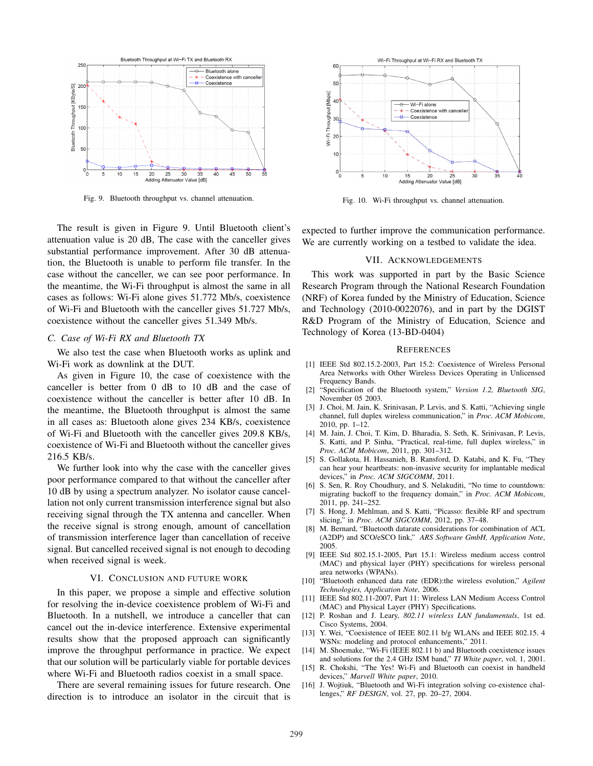Bluetooth Throughput at Wi−Fi TX and Bluetooth RX

Bluetooth Throughput [KByte/S]

Adding Attenuator Value [dB]

Bluetooth alone
Coexistence with canceller
Coexistence

250
200
150
100
50
0

0 5 10 15 20 25 30 35 40 45 50 55

Fig. 9. Bluetooth throughput vs. channel attenuation.

Wi−Fi Throughput at Wi−Fi RX and Bluetooth TX

Wi−Fi Throughput [Mbps]

Adding Attenuator Value [dB]

Wi−Fi alone
Coexistence with canceller
Coexistence

60
50
40
30
20
10
0

0 5 10 15 20 25 30 35 40

Fig. 10. Wi-Fi throughput vs. channel attenuation.

The result is given in Figure 9. Until Bluetooth client's attenuation value is 20 dB, The case with the canceller gives substantial performance improvement. After 30 dB attenuation, the Bluetooth is unable to perform file transfer. In the case without the canceller, we can see poor performance. In the meantime, the Wi-Fi throughput is almost the same in all cases as follows: Wi-Fi alone gives 51.772 Mb/s, coexistence of Wi-Fi and Bluetooth with the canceller gives 51.727 Mb/s, coexistence without the canceller gives 51.349 Mb/s.

### *C. Case of Wi-Fi RX and Bluetooth TX*

We also test the case when Bluetooth works as uplink and Wi-Fi work as downlink at the DUT.

As given in Figure 10, the case of coexistence with the canceller is better from 0 dB to 10 dB and the case of coexistence without the canceller is better after 10 dB. In the meantime, the Bluetooth throughput is almost the same in all cases as: Bluetooth alone gives 234 KB/s, coexistence of Wi-Fi and Bluetooth with the canceller gives 209.8 KB/s, coexistence of Wi-Fi and Bluetooth without the canceller gives 216.5 KB/s.

We further look into why the case with the canceller gives poor performance compared to that without the canceller after 10 dB by using a spectrum analyzer. No isolator cause cancellation not only current transmission interference signal but also receiving signal through the TX antenna and canceller. When the receive signal is strong enough, amount of cancellation of transmission interference lager than cancellation of receive signal. But cancelled received signal is not enough to decoding when received signal is week.

## VI. Conclusion and Future Work

In this paper, we propose a simple and effective solution for resolving the in-device coexistence problem of Wi-Fi and Bluetooth. In a nutshell, we introduce a canceller that can cancel out the in-device interference. Extensive experimental results show that the proposed approach can significantly improve the throughput performance in practice. We expect that our solution will be particularly viable for portable devices where Wi-Fi and Bluetooth radios coexist in a small space.

There are several remaining issues for future research. One direction is to introduce an isolator in the circuit that is expected to further improve the communication performance. We are currently working on a testbed to validate the idea.

## VII. Acknowledgements

This work was supported in part by the Basic Science Research Program through the National Research Foundation (NRF) of Korea funded by the Ministry of Education, Science and Technology (2010-0022076), and in part by the DGIST R&D Program of the Ministry of Education, Science and Technology of Korea (13-BD-0404)

## References

[1] IEEE Std 802.15.2-2003, Part 15.2: Coexistence of Wireless Personal Area Networks with Other Wireless Devices Operating in Unlicensed Frequency Bands.

[2] "Specification of the Bluetooth system," *Version 1.2, Bluetooth SIG*, November 05 2003.

[3] J. Choi, M. Jain, K. Srinivasan, P. Levis, and S. Katti, "Achieving single channel, full duplex wireless communication," in *Proc. ACM Mobicom*, 2010, pp. 1–12.

[4] M. Jain, J. Choi, T. Kim, D. Bharadia, S. Seth, K. Srinivasan, P. Levis, S. Katti, and P. Sinha, "Practical, real-time, full duplex wireless," in *Proc. ACM Mobicom*, 2011, pp. 301–312.

[5] S. Gollakota, H. Hassanieh, B. Ransford, D. Katabi, and K. Fu, "They can hear your heartbeats: non-invasive security for implantable medical devices," in *Proc. ACM SIGCOMM*, 2011.

[6] S. Sen, R. Roy Choudhury, and S. Nelakuditi, "No time to countdown: migrating backoff to the frequency domain," in *Proc. ACM Mobicom*, 2011, pp. 241–252.

[7] S. Hong, J. Mehlman, and S. Katti, "Picasso: flexible RF and spectrum slicing," in *Proc. ACM SIGCOMM*, 2012, pp. 37–48.

[8] M. Bernard, "Bluetooth datarate considerations for combination of ACL (A2DP) and SCO/eSCO link," *ARS Software GmbH, Application Note*, 2005.

[9] IEEE Std 802.15.1-2005, Part 15.1: Wireless medium access control (MAC) and physical layer (PHY) specifications for wireless personal area networks (WPANs).

[10] "Bluetooth enhanced data rate (EDR):the wireless evolution," *Agilent Technologies, Application Note*, 2006.

[11] IEEE Std 802.11-2007, Part 11: Wireless LAN Medium Access Control (MAC) and Physical Layer (PHY) Specifications.

[12] P. Roshan and J. Leary, *802.11 wireless LAN fundamentals*, 1st ed. Cisco Systems, 2004.

[13] Y. Wei, "Coexistence of IEEE 802.11 b/g WLANs and IEEE 802.15. 4 WSNs: modeling and protocol enhancements," 2011.

[14] M. Shoemake, "Wi-Fi (IEEE 802.11 b) and Bluetooth coexistence issues and solutions for the 2.4 GHz ISM band," *TI White paper*, vol. 1, 2001.

[15] R. Chokshi, "The Yes! Wi-Fi and Bluetooth can coexist in handheld devices," *Marvell White paper*, 2010.

[16] J. Wojtiuk, "Bluetooth and Wi-Fi integration solving co-existence challenges," *RF DESIGN*, vol. 27, pp. 20–27, 2004.